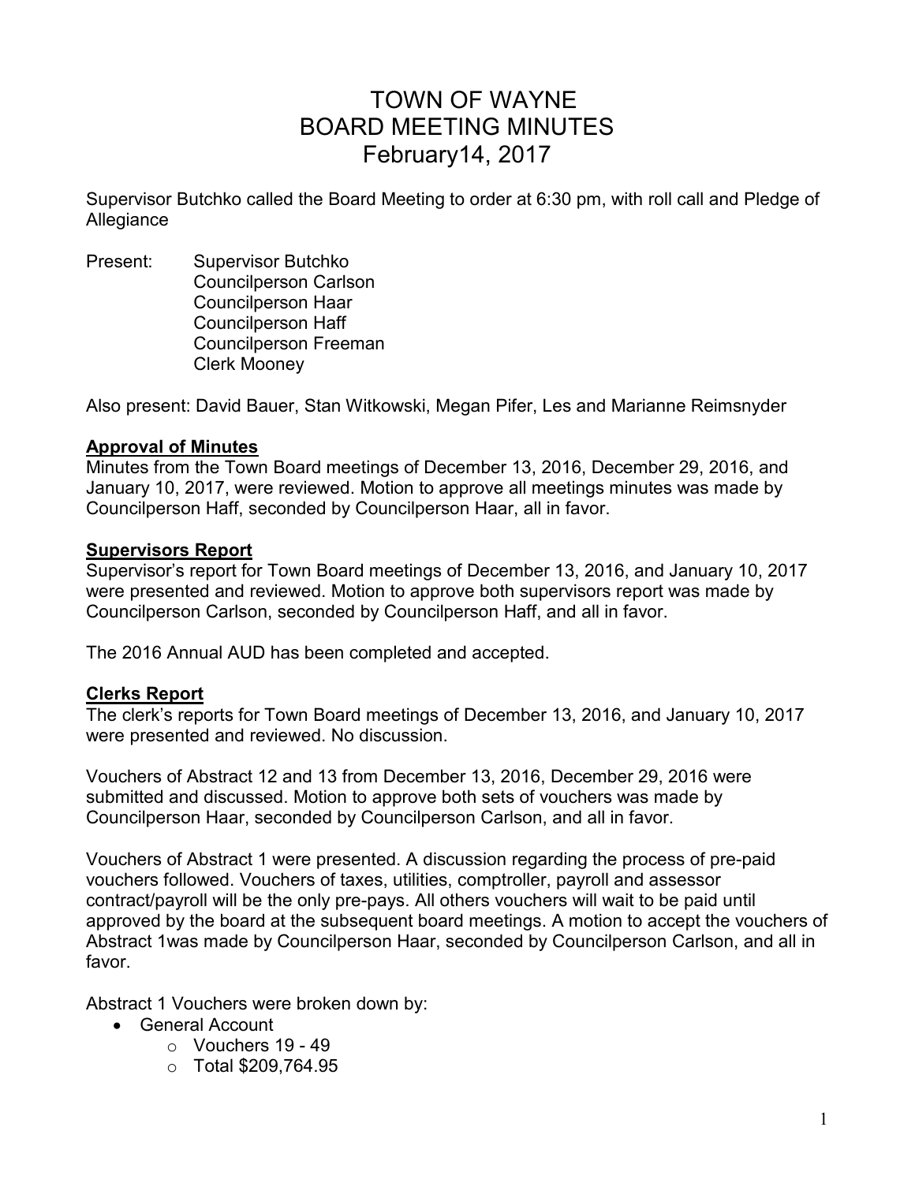# TOWN OF WAYNE
# BOARD MEETING MINUTES
# February14, 2017

Supervisor Butchko called the Board Meeting to order at 6:30 pm, with roll call and Pledge of Allegiance

Present: Supervisor Butchko
Councilperson Carlson
Councilperson Haar
Councilperson Haff
Councilperson Freeman
Clerk Mooney

Also present: David Bauer, Stan Witkowski, Megan Pifer, Les and Marianne Reimsnyder

**Approval of Minutes**

Minutes from the Town Board meetings of December 13, 2016, December 29, 2016, and January 10, 2017, were reviewed. Motion to approve all meetings minutes was made by Councilperson Haff, seconded by Councilperson Haar, all in favor.

**Supervisors Report**

Supervisor's report for Town Board meetings of December 13, 2016, and January 10, 2017 were presented and reviewed. Motion to approve both supervisors report was made by Councilperson Carlson, seconded by Councilperson Haff, and all in favor.

The 2016 Annual AUD has been completed and accepted.

**Clerks Report**

The clerk's reports for Town Board meetings of December 13, 2016, and January 10, 2017 were presented and reviewed. No discussion.

Vouchers of Abstract 12 and 13 from December 13, 2016, December 29, 2016 were submitted and discussed. Motion to approve both sets of vouchers was made by Councilperson Haar, seconded by Councilperson Carlson, and all in favor.

Vouchers of Abstract 1 were presented. A discussion regarding the process of pre-paid vouchers followed. Vouchers of taxes, utilities, comptroller, payroll and assessor contract/payroll will be the only pre-pays. All others vouchers will wait to be paid until approved by the board at the subsequent board meetings. A motion to accept the vouchers of Abstract 1was made by Councilperson Haar, seconded by Councilperson Carlson, and all in favor.

Abstract 1 Vouchers were broken down by:

- General Account
  - Vouchers 19 - 49
  - Total $209,764.95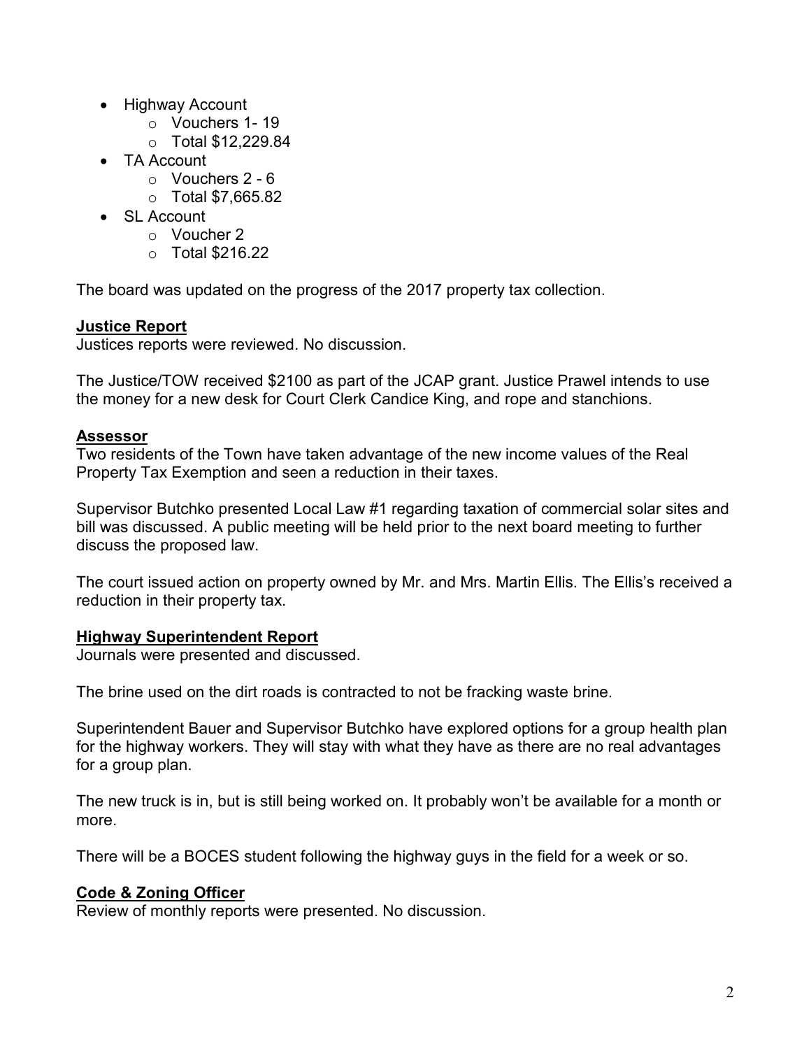- Highway Account
  - Vouchers 1- 19
  - Total $12,229.84
- TA Account
  - Vouchers 2 - 6
  - Total $7,665.82
- SL Account
  - Voucher 2
  - Total $216.22

The board was updated on the progress of the 2017 property tax collection.

**Justice Report**

Justices reports were reviewed. No discussion.

The Justice/TOW received $2100 as part of the JCAP grant. Justice Prawel intends to use the money for a new desk for Court Clerk Candice King, and rope and stanchions.

**Assessor**

Two residents of the Town have taken advantage of the new income values of the Real Property Tax Exemption and seen a reduction in their taxes.

Supervisor Butchko presented Local Law #1 regarding taxation of commercial solar sites and bill was discussed. A public meeting will be held prior to the next board meeting to further discuss the proposed law.

The court issued action on property owned by Mr. and Mrs. Martin Ellis. The Ellis's received a reduction in their property tax.

**Highway Superintendent Report**

Journals were presented and discussed.

The brine used on the dirt roads is contracted to not be fracking waste brine.

Superintendent Bauer and Supervisor Butchko have explored options for a group health plan for the highway workers. They will stay with what they have as there are no real advantages for a group plan.

The new truck is in, but is still being worked on. It probably won't be available for a month or more.

There will be a BOCES student following the highway guys in the field for a week or so.

**Code & Zoning Officer**

Review of monthly reports were presented. No discussion.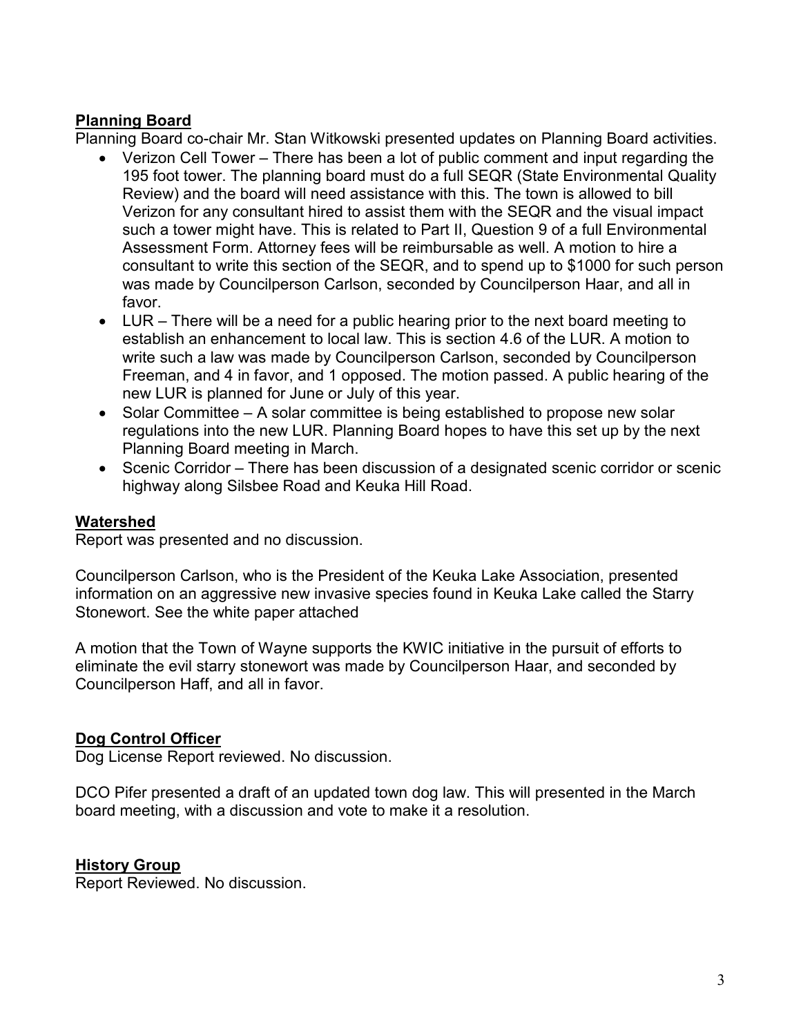**Planning Board**

Planning Board co-chair Mr. Stan Witkowski presented updates on Planning Board activities.

- Verizon Cell Tower – There has been a lot of public comment and input regarding the 195 foot tower. The planning board must do a full SEQR (State Environmental Quality Review) and the board will need assistance with this. The town is allowed to bill Verizon for any consultant hired to assist them with the SEQR and the visual impact such a tower might have. This is related to Part II, Question 9 of a full Environmental Assessment Form. Attorney fees will be reimbursable as well. A motion to hire a consultant to write this section of the SEQR, and to spend up to $1000 for such person was made by Councilperson Carlson, seconded by Councilperson Haar, and all in favor.
- LUR – There will be a need for a public hearing prior to the next board meeting to establish an enhancement to local law. This is section 4.6 of the LUR. A motion to write such a law was made by Councilperson Carlson, seconded by Councilperson Freeman, and 4 in favor, and 1 opposed. The motion passed. A public hearing of the new LUR is planned for June or July of this year.
- Solar Committee – A solar committee is being established to propose new solar regulations into the new LUR. Planning Board hopes to have this set up by the next Planning Board meeting in March.
- Scenic Corridor – There has been discussion of a designated scenic corridor or scenic highway along Silsbee Road and Keuka Hill Road.

**Watershed**

Report was presented and no discussion.

Councilperson Carlson, who is the President of the Keuka Lake Association, presented information on an aggressive new invasive species found in Keuka Lake called the Starry Stonewort. See the white paper attached

A motion that the Town of Wayne supports the KWIC initiative in the pursuit of efforts to eliminate the evil starry stonewort was made by Councilperson Haar, and seconded by Councilperson Haff, and all in favor.

**Dog Control Officer**

Dog License Report reviewed. No discussion.

DCO Pifer presented a draft of an updated town dog law. This will presented in the March board meeting, with a discussion and vote to make it a resolution.

**History Group**

Report Reviewed. No discussion.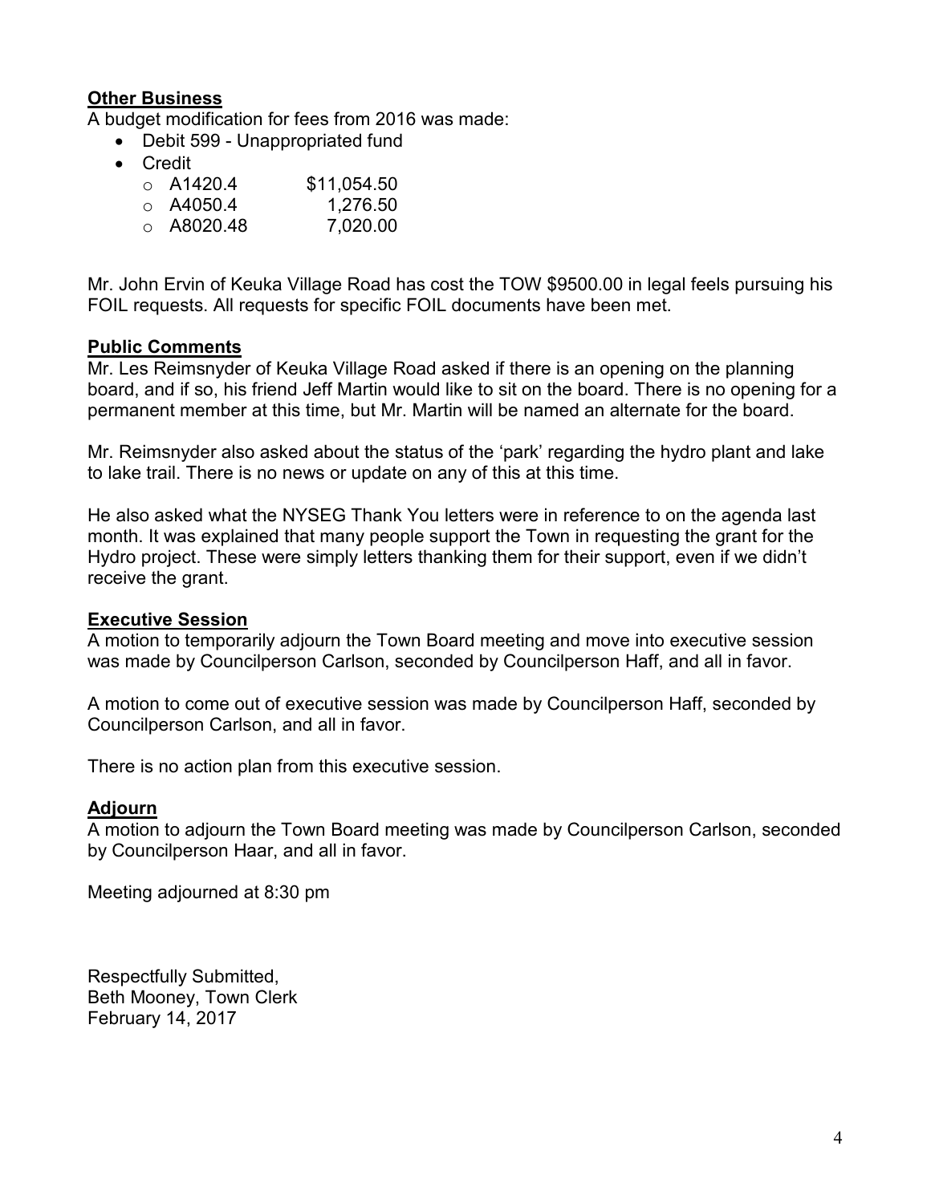## Other Business

A budget modification for fees from 2016 was made:

- Debit 599 - Unappropriated fund
- Credit
  - A1420.4 $11,054.50
  - A4050.4 1,276.50
  - A8020.48 7,020.00

Mr. John Ervin of Keuka Village Road has cost the TOW $9500.00 in legal feels pursuing his FOIL requests. All requests for specific FOIL documents have been met.

## Public Comments

Mr. Les Reimsnyder of Keuka Village Road asked if there is an opening on the planning board, and if so, his friend Jeff Martin would like to sit on the board. There is no opening for a permanent member at this time, but Mr. Martin will be named an alternate for the board.

Mr. Reimsnyder also asked about the status of the 'park' regarding the hydro plant and lake to lake trail. There is no news or update on any of this at this time.

He also asked what the NYSEG Thank You letters were in reference to on the agenda last month. It was explained that many people support the Town in requesting the grant for the Hydro project. These were simply letters thanking them for their support, even if we didn't receive the grant.

## Executive Session

A motion to temporarily adjourn the Town Board meeting and move into executive session was made by Councilperson Carlson, seconded by Councilperson Haff, and all in favor.

A motion to come out of executive session was made by Councilperson Haff, seconded by Councilperson Carlson, and all in favor.

There is no action plan from this executive session.

## Adjourn

A motion to adjourn the Town Board meeting was made by Councilperson Carlson, seconded by Councilperson Haar, and all in favor.

Meeting adjourned at 8:30 pm

Respectfully Submitted,
Beth Mooney, Town Clerk
February 14, 2017